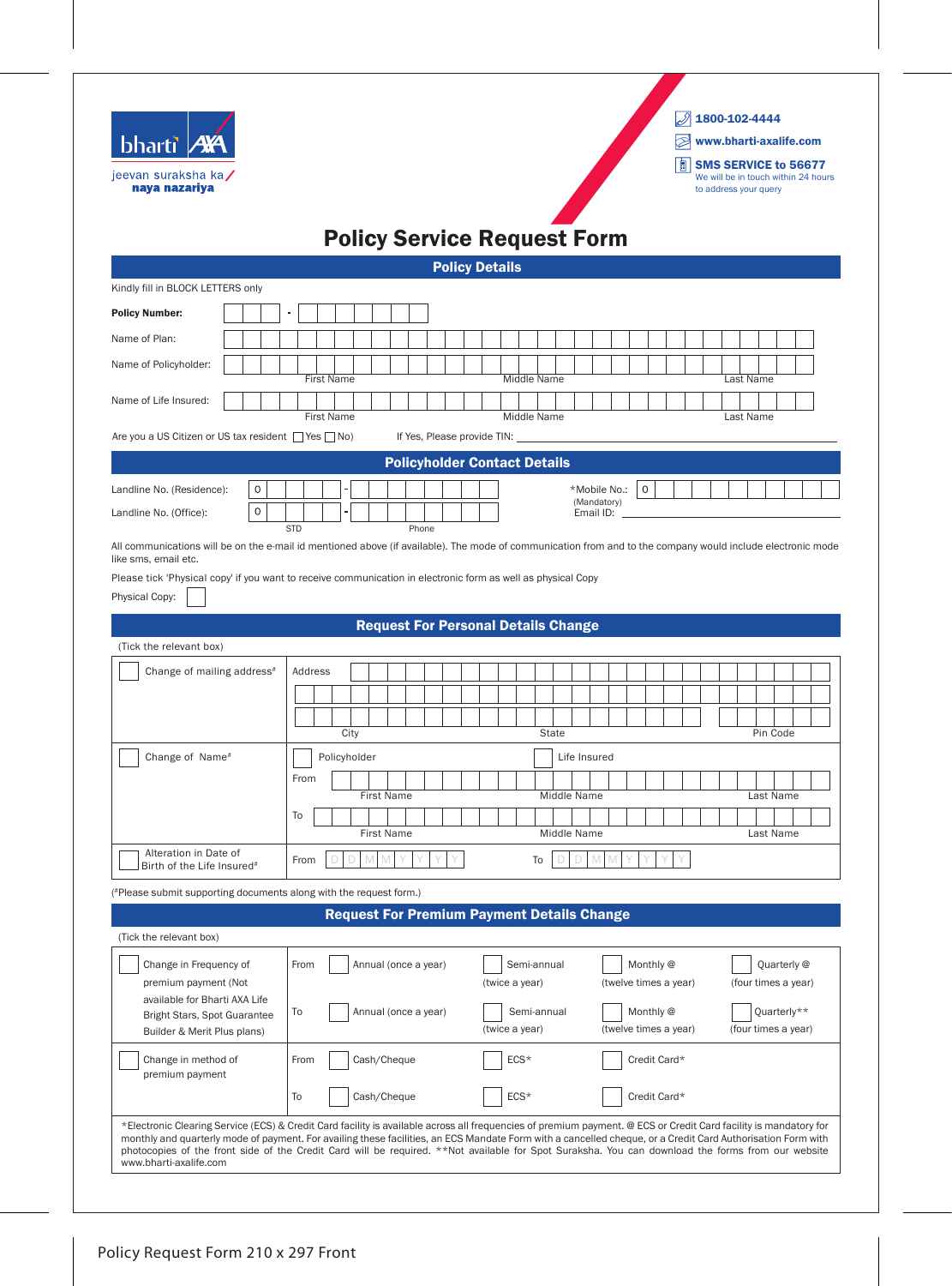bharti AXA

jeevan suraksha ka naya nazariya

1800-102-4444

www.bharti-axalife.com

SMS SERVICE to 56677
We will be in touch within 24 hours to address your query

# Policy Service Request Form

## Policy Details

Kindly fill in BLOCK LETTERS only

**Policy Number:** \_\_\_ - \_\_\_\_\_\_\_

Name of Plan:

Name of Policyholder: First Name | Middle Name | Last Name

Name of Life Insured: First Name | Middle Name | Last Name

Are you a US Citizen or US tax resident ☐ Yes ☐ No) If Yes, Please provide TIN:

## Policyholder Contact Details

Landline No. (Residence): 0 (STD) - (Phone)

Landline No. (Office): 0 (STD) - (Phone)

*Mobile No.: (Mandatory) 0

Email ID:

All communications will be on the e-mail id mentioned above (if available). The mode of communication from and to the company would include electronic mode like sms, email etc.

Please tick 'Physical copy' if you want to receive communication in electronic form as well as physical Copy

Physical Copy: ☐

## Request For Personal Details Change

(Tick the relevant box)

| | |
|---|---|
| ☐ Change of mailing address# | Address<br>City / State / Pin Code |
| ☐ Change of Name# | ☐ Policyholder ☐ Life Insured<br>From: First Name / Middle Name / Last Name<br>To: First Name / Middle Name / Last Name |
| ☐ Alteration in Date of Birth of the Life Insured# | From DD MM YYYY To DD MM YYYY |

(#Please submit supporting documents along with the request form.)

## Request For Premium Payment Details Change

(Tick the relevant box)

| | | | | | |
|---|---|---|---|---|---|
| ☐ Change in Frequency of premium payment (Not available for Bharti AXA Life Bright Stars, Spot Guarantee Builder & Merit Plus plans) | From | ☐ Annual (once a year) | ☐ Semi-annual (twice a year) | ☐ Monthly @ (twelve times a year) | ☐ Quarterly @ (four times a year) |
| | To | ☐ Annual (once a year) | ☐ Semi-annual (twice a year) | ☐ Monthly @ (twelve times a year) | ☐ Quarterly** (four times a year) |
| ☐ Change in method of premium payment | From | ☐ Cash/Cheque | ☐ ECS* | ☐ Credit Card* | |
| | To | ☐ Cash/Cheque | ☐ ECS* | ☐ Credit Card* | |

*Electronic Clearing Service (ECS) & Credit Card facility is available across all frequencies of premium payment. @ ECS or Credit Card facility is mandatory for monthly and quarterly mode of payment. For availing these facilities, an ECS Mandate Form with a cancelled cheque, or a Credit Card Authorisation Form with photocopies of the front side of the Credit Card will be required. **Not available for Spot Suraksha. You can download the forms from our website www.bharti-axalife.com

Policy Request Form 210 x 297 Front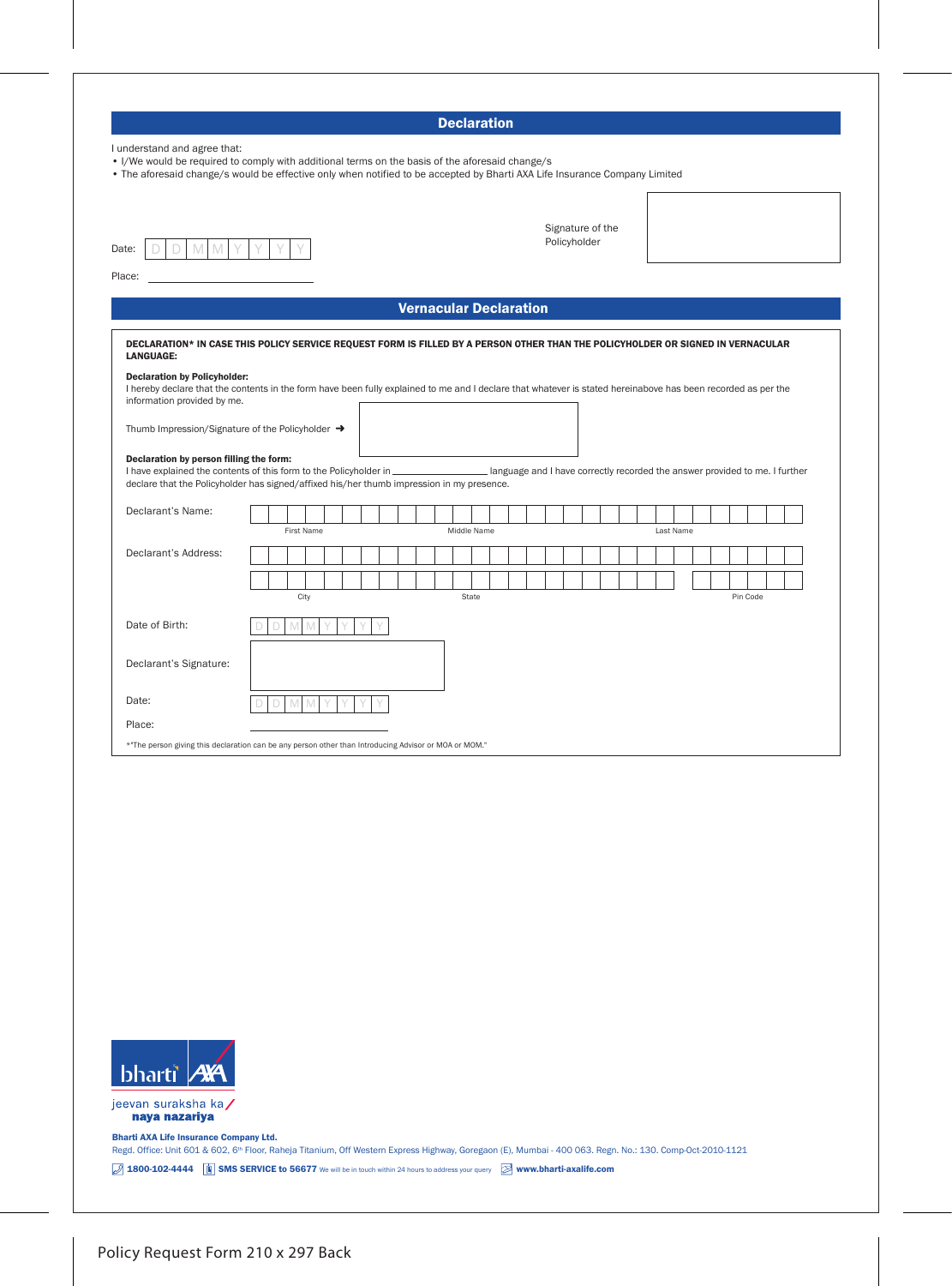## Declaration

I understand and agree that:

- I/We would be required to comply with additional terms on the basis of the aforesaid change/s
- The aforesaid change/s would be effective only when notified to be accepted by Bharti AXA Life Insurance Company Limited

Date: D D M M Y Y Y Y

Signature of the Policyholder

Place: ______________________

## Vernacular Declaration

**DECLARATION* IN CASE THIS POLICY SERVICE REQUEST FORM IS FILLED BY A PERSON OTHER THAN THE POLICYHOLDER OR SIGNED IN VERNACULAR LANGUAGE:**

**Declaration by Policyholder:**
I hereby declare that the contents in the form have been fully explained to me and I declare that whatever is stated hereinabove has been recorded as per the information provided by me.

Thumb Impression/Signature of the Policyholder ➔

**Declaration by person filling the form:**
I have explained the contents of this form to the Policyholder in ________________ language and I have correctly recorded the answer provided to me. I further declare that the Policyholder has signed/affixed his/her thumb impression in my presence.

Declarant's Name:
First Name | Middle Name | Last Name

Declarant's Address:
City | State | Pin Code

Date of Birth: D D M M Y Y Y Y

Declarant's Signature:

Date: D D M M Y Y Y Y

Place: ______________________

*"The person giving this declaration can be any person other than Introducing Advisor or MOA or MOM."

bharti AXA

jeevan suraksha ka **naya nazariya**

**Bharti AXA Life Insurance Company Ltd.**
Regd. Office: Unit 601 & 602, 6th Floor, Raheja Titanium, Off Western Express Highway, Goregaon (E), Mumbai - 400 063. Regn. No.: 130. Comp-Oct-2010-1121

**1800-102-4444** | **SMS SERVICE to 56677** We will be in touch within 24 hours to address your query | **www.bharti-axalife.com**

Policy Request Form 210 x 297 Back